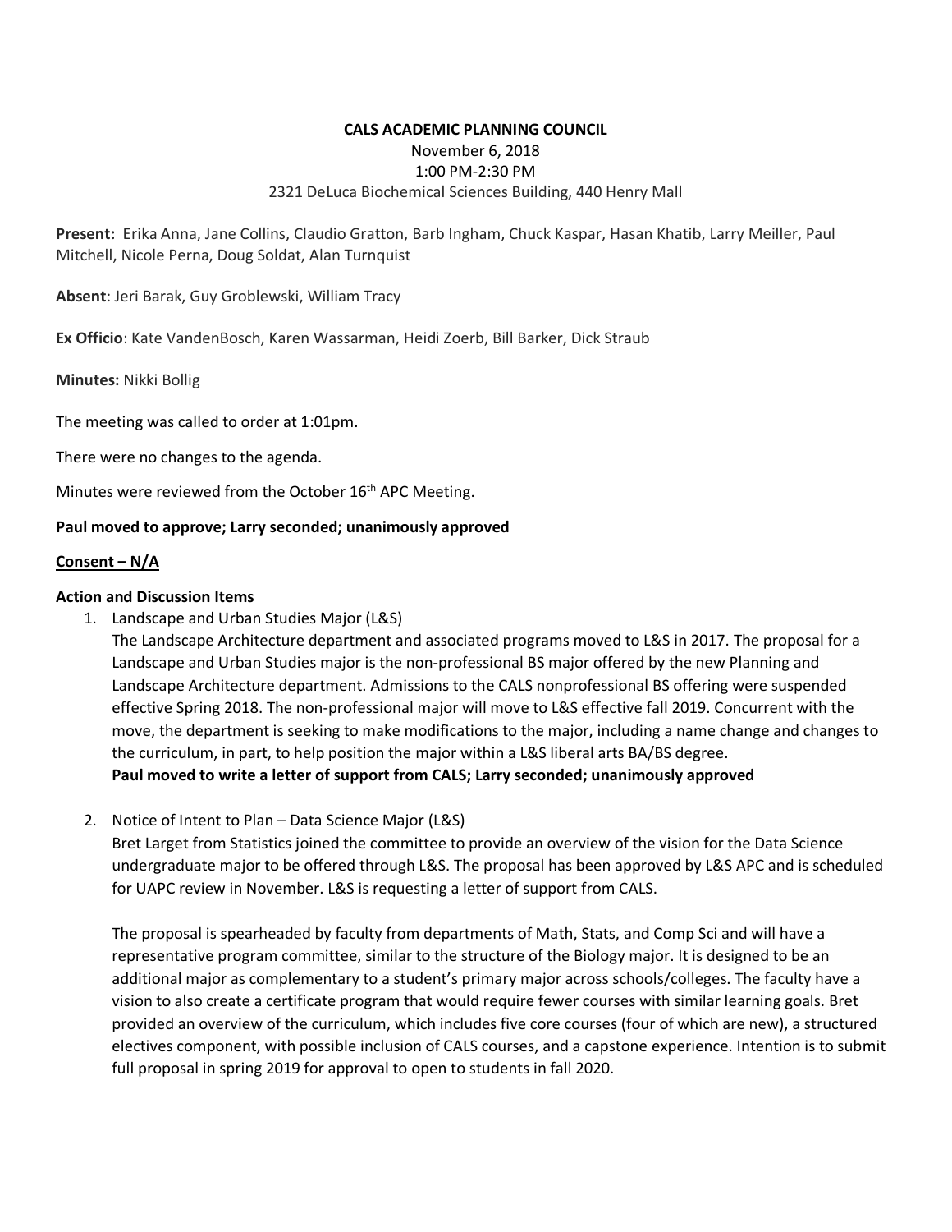**CALS ACADEMIC PLANNING COUNCIL**

November 6, 2018

1:00 PM-2:30 PM

2321 DeLuca Biochemical Sciences Building, 440 Henry Mall

**Present:** Erika Anna, Jane Collins, Claudio Gratton, Barb Ingham, Chuck Kaspar, Hasan Khatib, Larry Meiller, Paul Mitchell, Nicole Perna, Doug Soldat, Alan Turnquist

**Absent**: Jeri Barak, Guy Groblewski, William Tracy

**Ex Officio**: Kate VandenBosch, Karen Wassarman, Heidi Zoerb, Bill Barker, Dick Straub

**Minutes:** Nikki Bollig

The meeting was called to order at 1:01pm.

There were no changes to the agenda.

Minutes were reviewed from the October 16th APC Meeting.

**Paul moved to approve; Larry seconded; unanimously approved**

**Consent – N/A**

**Action and Discussion Items**

1. Landscape and Urban Studies Major (L&S)
   The Landscape Architecture department and associated programs moved to L&S in 2017. The proposal for a Landscape and Urban Studies major is the non-professional BS major offered by the new Planning and Landscape Architecture department. Admissions to the CALS nonprofessional BS offering were suspended effective Spring 2018. The non-professional major will move to L&S effective fall 2019. Concurrent with the move, the department is seeking to make modifications to the major, including a name change and changes to the curriculum, in part, to help position the major within a L&S liberal arts BA/BS degree.
   **Paul moved to write a letter of support from CALS; Larry seconded; unanimously approved**

2. Notice of Intent to Plan – Data Science Major (L&S)
   Bret Larget from Statistics joined the committee to provide an overview of the vision for the Data Science undergraduate major to be offered through L&S. The proposal has been approved by L&S APC and is scheduled for UAPC review in November. L&S is requesting a letter of support from CALS.

   The proposal is spearheaded by faculty from departments of Math, Stats, and Comp Sci and will have a representative program committee, similar to the structure of the Biology major. It is designed to be an additional major as complementary to a student's primary major across schools/colleges. The faculty have a vision to also create a certificate program that would require fewer courses with similar learning goals. Bret provided an overview of the curriculum, which includes five core courses (four of which are new), a structured electives component, with possible inclusion of CALS courses, and a capstone experience. Intention is to submit full proposal in spring 2019 for approval to open to students in fall 2020.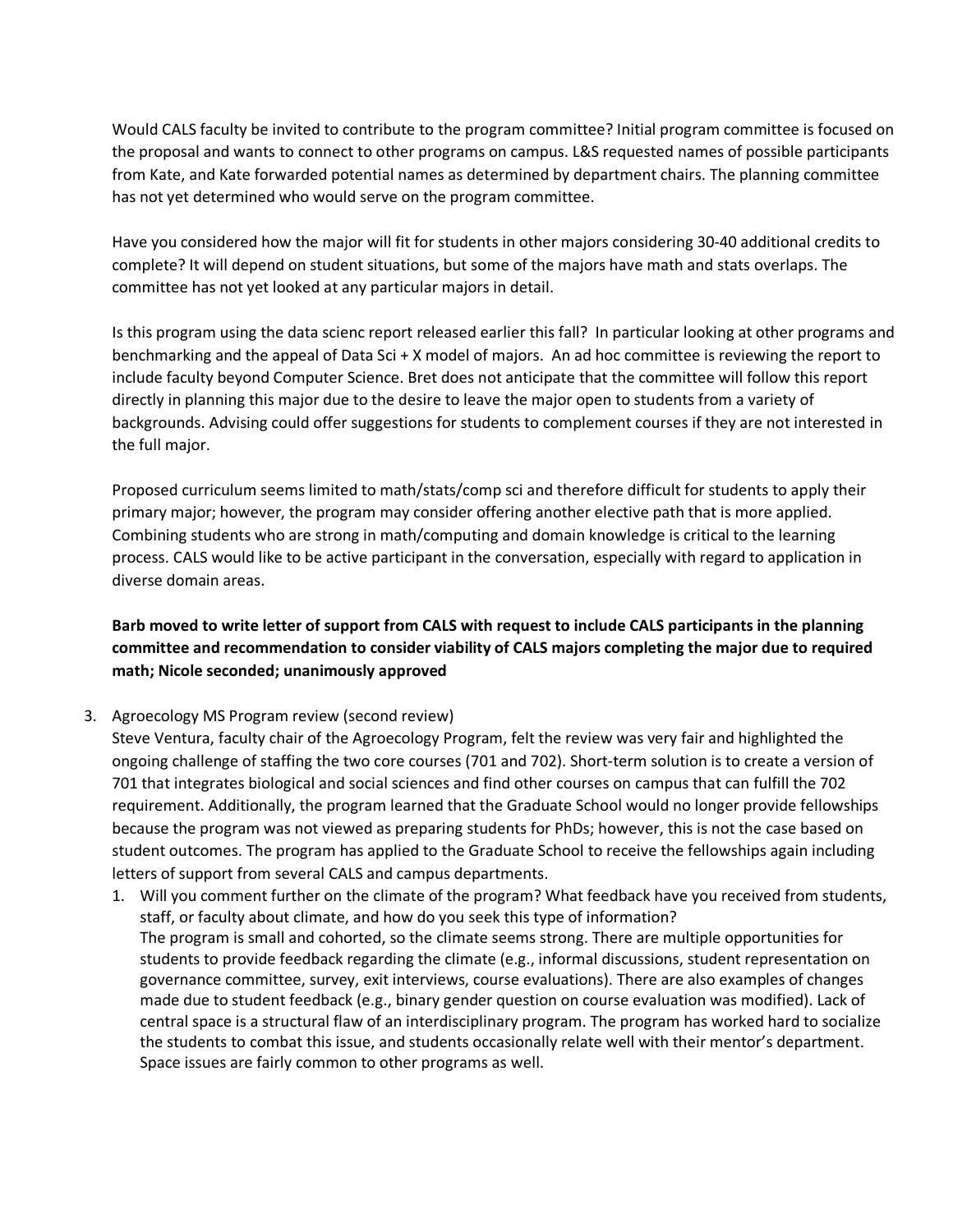Would CALS faculty be invited to contribute to the program committee? Initial program committee is focused on the proposal and wants to connect to other programs on campus. L&S requested names of possible participants from Kate, and Kate forwarded potential names as determined by department chairs. The planning committee has not yet determined who would serve on the program committee.

Have you considered how the major will fit for students in other majors considering 30-40 additional credits to complete? It will depend on student situations, but some of the majors have math and stats overlaps. The committee has not yet looked at any particular majors in detail.

Is this program using the data scienc report released earlier this fall? In particular looking at other programs and benchmarking and the appeal of Data Sci + X model of majors. An ad hoc committee is reviewing the report to include faculty beyond Computer Science. Bret does not anticipate that the committee will follow this report directly in planning this major due to the desire to leave the major open to students from a variety of backgrounds. Advising could offer suggestions for students to complement courses if they are not interested in the full major.

Proposed curriculum seems limited to math/stats/comp sci and therefore difficult for students to apply their primary major; however, the program may consider offering another elective path that is more applied. Combining students who are strong in math/computing and domain knowledge is critical to the learning process. CALS would like to be active participant in the conversation, especially with regard to application in diverse domain areas.

**Barb moved to write letter of support from CALS with request to include CALS participants in the planning committee and recommendation to consider viability of CALS majors completing the major due to required math; Nicole seconded; unanimously approved**

3. Agroecology MS Program review (second review)
   Steve Ventura, faculty chair of the Agroecology Program, felt the review was very fair and highlighted the ongoing challenge of staffing the two core courses (701 and 702). Short-term solution is to create a version of 701 that integrates biological and social sciences and find other courses on campus that can fulfill the 702 requirement. Additionally, the program learned that the Graduate School would no longer provide fellowships because the program was not viewed as preparing students for PhDs; however, this is not the case based on student outcomes. The program has applied to the Graduate School to receive the fellowships again including letters of support from several CALS and campus departments.
   1. Will you comment further on the climate of the program? What feedback have you received from students, staff, or faculty about climate, and how do you seek this type of information?
      The program is small and cohorted, so the climate seems strong. There are multiple opportunities for students to provide feedback regarding the climate (e.g., informal discussions, student representation on governance committee, survey, exit interviews, course evaluations). There are also examples of changes made due to student feedback (e.g., binary gender question on course evaluation was modified). Lack of central space is a structural flaw of an interdisciplinary program. The program has worked hard to socialize the students to combat this issue, and students occasionally relate well with their mentor's department. Space issues are fairly common to other programs as well.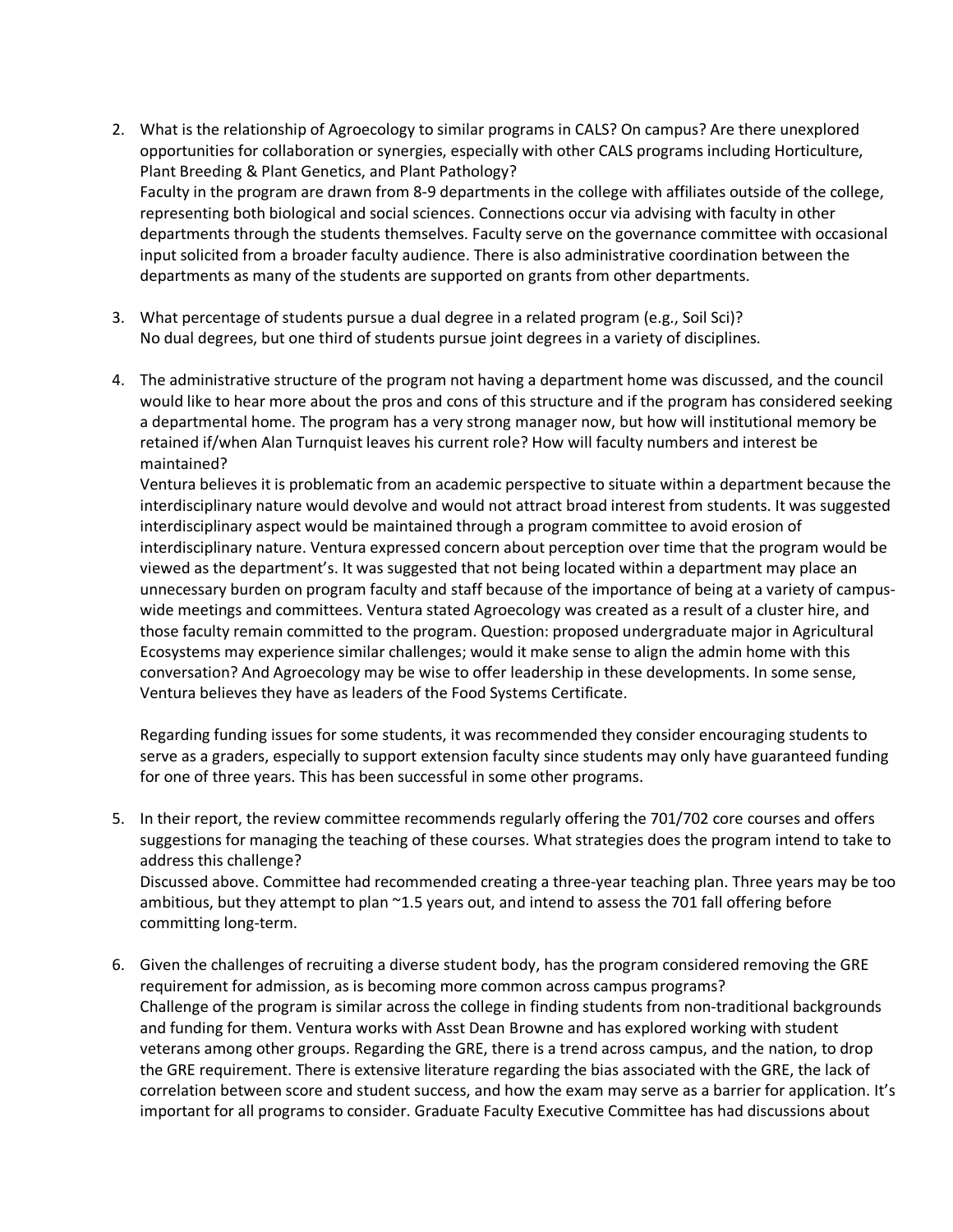2. What is the relationship of Agroecology to similar programs in CALS? On campus? Are there unexplored opportunities for collaboration or synergies, especially with other CALS programs including Horticulture, Plant Breeding & Plant Genetics, and Plant Pathology?
   Faculty in the program are drawn from 8-9 departments in the college with affiliates outside of the college, representing both biological and social sciences. Connections occur via advising with faculty in other departments through the students themselves. Faculty serve on the governance committee with occasional input solicited from a broader faculty audience. There is also administrative coordination between the departments as many of the students are supported on grants from other departments.

3. What percentage of students pursue a dual degree in a related program (e.g., Soil Sci)?
   No dual degrees, but one third of students pursue joint degrees in a variety of disciplines.

4. The administrative structure of the program not having a department home was discussed, and the council would like to hear more about the pros and cons of this structure and if the program has considered seeking a departmental home. The program has a very strong manager now, but how will institutional memory be retained if/when Alan Turnquist leaves his current role? How will faculty numbers and interest be maintained?
   Ventura believes it is problematic from an academic perspective to situate within a department because the interdisciplinary nature would devolve and would not attract broad interest from students. It was suggested interdisciplinary aspect would be maintained through a program committee to avoid erosion of interdisciplinary nature. Ventura expressed concern about perception over time that the program would be viewed as the department's. It was suggested that not being located within a department may place an unnecessary burden on program faculty and staff because of the importance of being at a variety of campus-wide meetings and committees. Ventura stated Agroecology was created as a result of a cluster hire, and those faculty remain committed to the program. Question: proposed undergraduate major in Agricultural Ecosystems may experience similar challenges; would it make sense to align the admin home with this conversation? And Agroecology may be wise to offer leadership in these developments. In some sense, Ventura believes they have as leaders of the Food Systems Certificate.

   Regarding funding issues for some students, it was recommended they consider encouraging students to serve as a graders, especially to support extension faculty since students may only have guaranteed funding for one of three years. This has been successful in some other programs.

5. In their report, the review committee recommends regularly offering the 701/702 core courses and offers suggestions for managing the teaching of these courses. What strategies does the program intend to take to address this challenge?
   Discussed above. Committee had recommended creating a three-year teaching plan. Three years may be too ambitious, but they attempt to plan ~1.5 years out, and intend to assess the 701 fall offering before committing long-term.

6. Given the challenges of recruiting a diverse student body, has the program considered removing the GRE requirement for admission, as is becoming more common across campus programs?
   Challenge of the program is similar across the college in finding students from non-traditional backgrounds and funding for them. Ventura works with Asst Dean Browne and has explored working with student veterans among other groups. Regarding the GRE, there is a trend across campus, and the nation, to drop the GRE requirement. There is extensive literature regarding the bias associated with the GRE, the lack of correlation between score and student success, and how the exam may serve as a barrier for application. It's important for all programs to consider. Graduate Faculty Executive Committee has had discussions about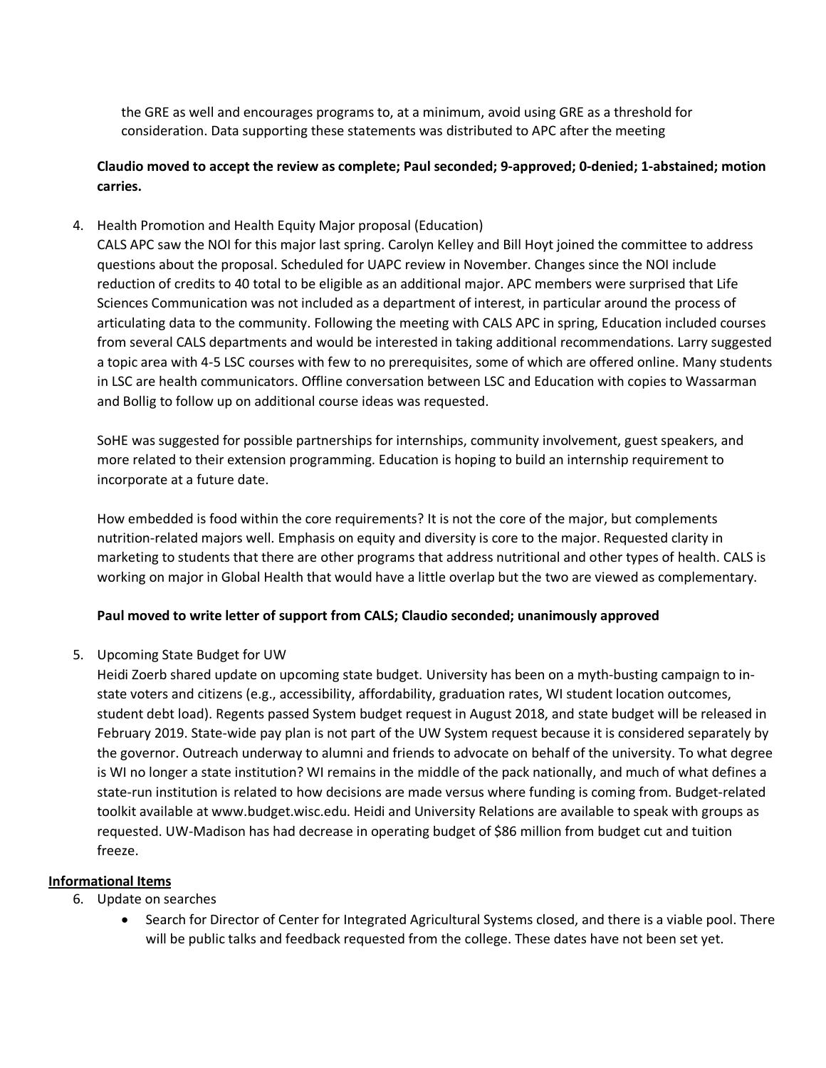the GRE as well and encourages programs to, at a minimum, avoid using GRE as a threshold for consideration. Data supporting these statements was distributed to APC after the meeting

**Claudio moved to accept the review as complete; Paul seconded; 9-approved; 0-denied; 1-abstained; motion carries.**

4. Health Promotion and Health Equity Major proposal (Education)
   CALS APC saw the NOI for this major last spring. Carolyn Kelley and Bill Hoyt joined the committee to address questions about the proposal. Scheduled for UAPC review in November. Changes since the NOI include reduction of credits to 40 total to be eligible as an additional major. APC members were surprised that Life Sciences Communication was not included as a department of interest, in particular around the process of articulating data to the community. Following the meeting with CALS APC in spring, Education included courses from several CALS departments and would be interested in taking additional recommendations. Larry suggested a topic area with 4-5 LSC courses with few to no prerequisites, some of which are offered online. Many students in LSC are health communicators. Offline conversation between LSC and Education with copies to Wassarman and Bollig to follow up on additional course ideas was requested.

   SoHE was suggested for possible partnerships for internships, community involvement, guest speakers, and more related to their extension programming. Education is hoping to build an internship requirement to incorporate at a future date.

   How embedded is food within the core requirements? It is not the core of the major, but complements nutrition-related majors well. Emphasis on equity and diversity is core to the major. Requested clarity in marketing to students that there are other programs that address nutritional and other types of health. CALS is working on major in Global Health that would have a little overlap but the two are viewed as complementary.

   **Paul moved to write letter of support from CALS; Claudio seconded; unanimously approved**

5. Upcoming State Budget for UW
   Heidi Zoerb shared update on upcoming state budget. University has been on a myth-busting campaign to in-state voters and citizens (e.g., accessibility, affordability, graduation rates, WI student location outcomes, student debt load). Regents passed System budget request in August 2018, and state budget will be released in February 2019. State-wide pay plan is not part of the UW System request because it is considered separately by the governor. Outreach underway to alumni and friends to advocate on behalf of the university. To what degree is WI no longer a state institution? WI remains in the middle of the pack nationally, and much of what defines a state-run institution is related to how decisions are made versus where funding is coming from. Budget-related toolkit available at www.budget.wisc.edu. Heidi and University Relations are available to speak with groups as requested. UW-Madison has had decrease in operating budget of $86 million from budget cut and tuition freeze.

**<u>Informational Items</u>**

6. Update on searches
   - Search for Director of Center for Integrated Agricultural Systems closed, and there is a viable pool. There will be public talks and feedback requested from the college. These dates have not been set yet.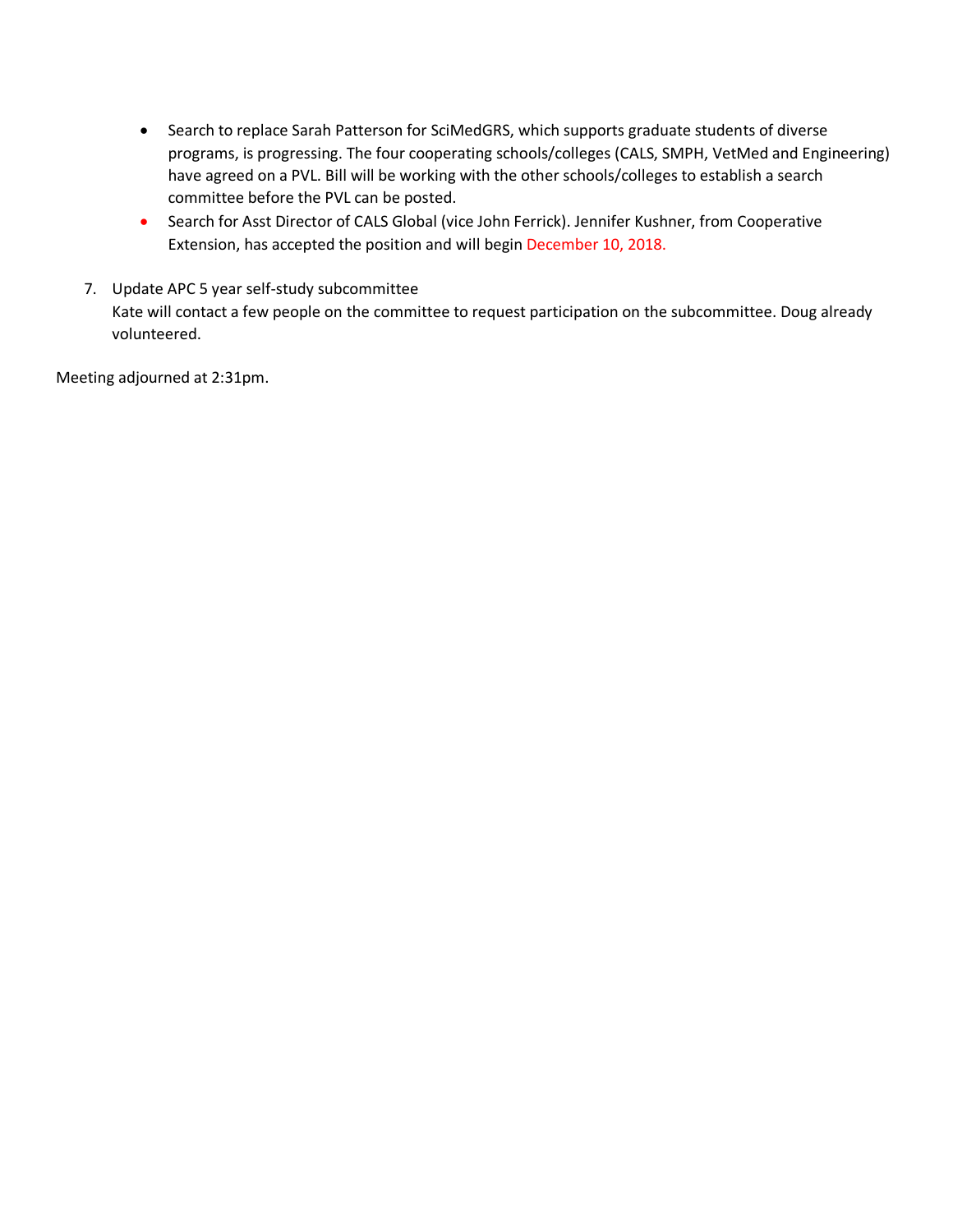- Search to replace Sarah Patterson for SciMedGRS, which supports graduate students of diverse programs, is progressing. The four cooperating schools/colleges (CALS, SMPH, VetMed and Engineering) have agreed on a PVL. Bill will be working with the other schools/colleges to establish a search committee before the PVL can be posted.
- Search for Asst Director of CALS Global (vice John Ferrick). Jennifer Kushner, from Cooperative Extension, has accepted the position and will begin December 10, 2018.

7. Update APC 5 year self-study subcommittee
   Kate will contact a few people on the committee to request participation on the subcommittee. Doug already volunteered.

Meeting adjourned at 2:31pm.